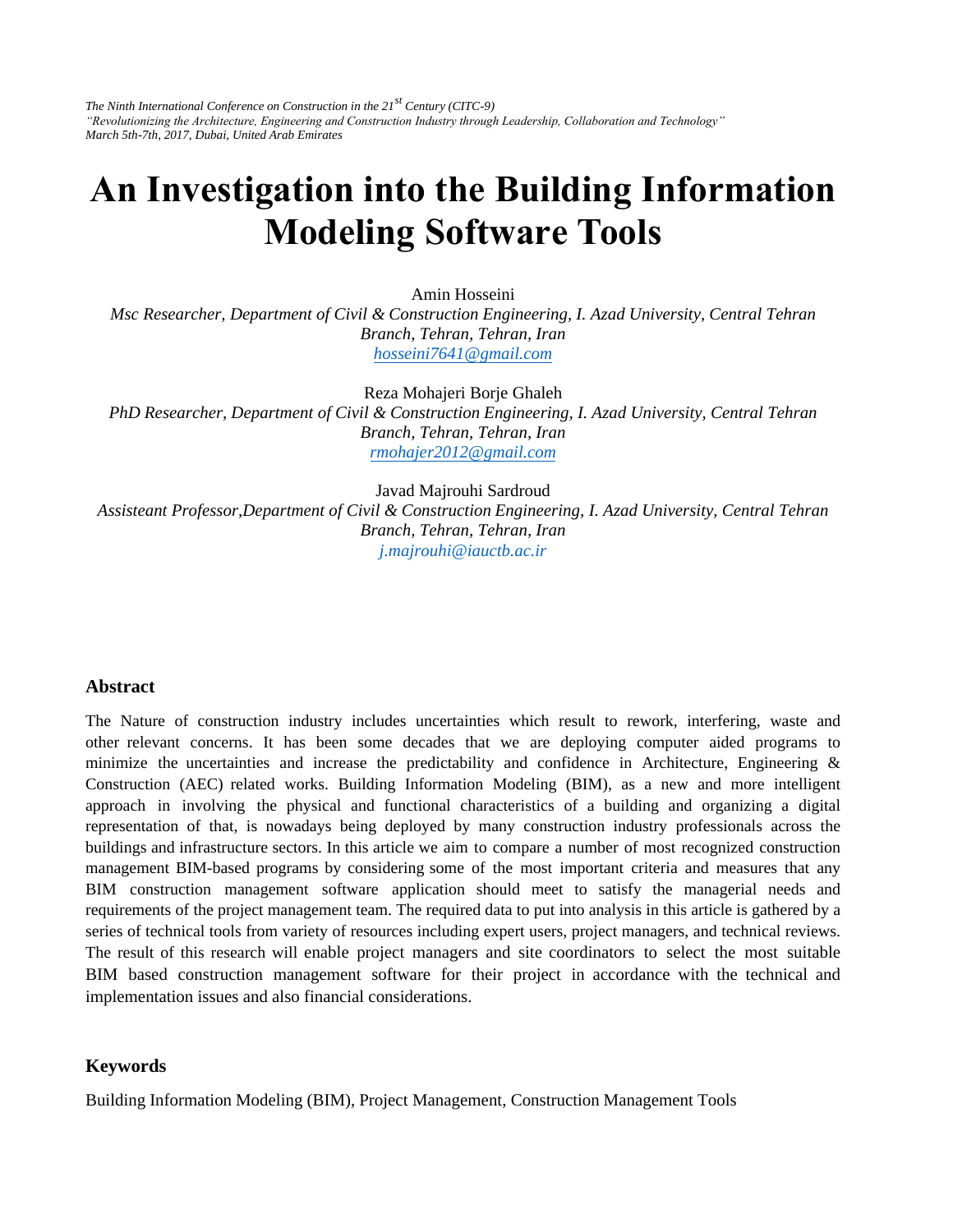*The Ninth International Conference on Construction in the 21st Century (CITC-9)*
*"Revolutionizing the Architecture, Engineering and Construction Industry through Leadership, Collaboration and Technology"*
*March 5th-7th, 2017, Dubai, United Arab Emirates*

# An Investigation into the Building Information Modeling Software Tools

Amin Hosseini
*Msc Researcher, Department of Civil & Construction Engineering, I. Azad University, Central Tehran Branch, Tehran, Tehran, Iran*
hosseini7641@gmail.com

Reza Mohajeri Borje Ghaleh
*PhD Researcher, Department of Civil & Construction Engineering, I. Azad University, Central Tehran Branch, Tehran, Tehran, Iran*
rmohajer2012@gmail.com

Javad Majrouhi Sardroud
*Assisteant Professor,Department of Civil & Construction Engineering, I. Azad University, Central Tehran Branch, Tehran, Tehran, Iran*
j.majrouhi@iauctb.ac.ir

## Abstract

The Nature of construction industry includes uncertainties which result to rework, interfering, waste and other relevant concerns. It has been some decades that we are deploying computer aided programs to minimize the uncertainties and increase the predictability and confidence in Architecture, Engineering & Construction (AEC) related works. Building Information Modeling (BIM), as a new and more intelligent approach in involving the physical and functional characteristics of a building and organizing a digital representation of that, is nowadays being deployed by many construction industry professionals across the buildings and infrastructure sectors. In this article we aim to compare a number of most recognized construction management BIM-based programs by considering some of the most important criteria and measures that any BIM construction management software application should meet to satisfy the managerial needs and requirements of the project management team. The required data to put into analysis in this article is gathered by a series of technical tools from variety of resources including expert users, project managers, and technical reviews. The result of this research will enable project managers and site coordinators to select the most suitable BIM based construction management software for their project in accordance with the technical and implementation issues and also financial considerations.

## Keywords

Building Information Modeling (BIM), Project Management, Construction Management Tools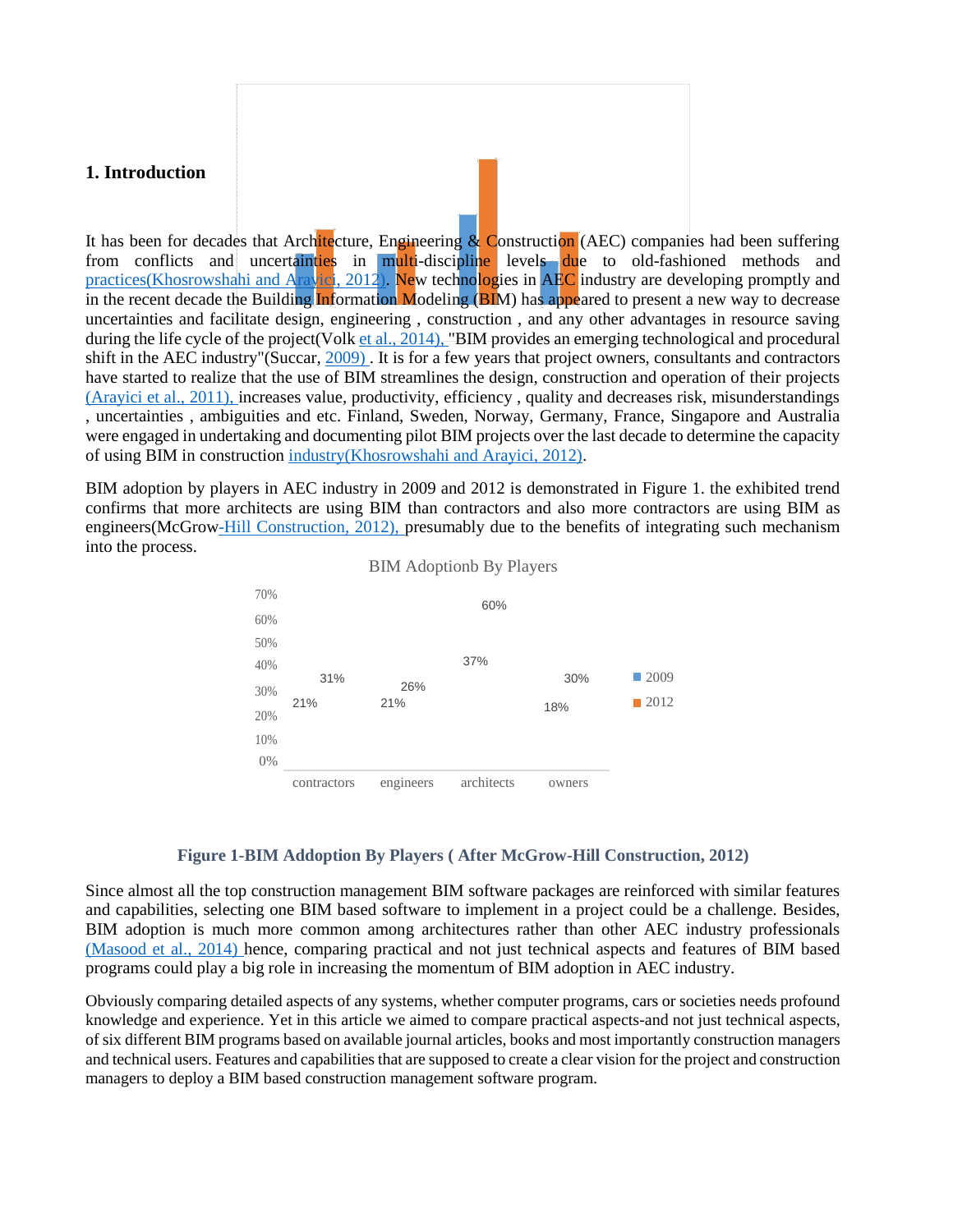## 1. Introduction

It has been for decades that Architecture, Engineering & Construction (AEC) companies had been suffering from conflicts and uncertainties in multi-discipline levels due to old-fashioned methods and practices(Khosrowshahi and Arayici, 2012). New technologies in AEC industry are developing promptly and in the recent decade the Building Information Modeling (BIM) has appeared to present a new way to decrease uncertainties and facilitate design, engineering , construction , and any other advantages in resource saving during the life cycle of the project(Volk et al., 2014), "BIM provides an emerging technological and procedural shift in the AEC industry"(Succar, 2009) . It is for a few years that project owners, consultants and contractors have started to realize that the use of BIM streamlines the design, construction and operation of their projects (Arayici et al., 2011), increases value, productivity, efficiency , quality and decreases risk, misunderstandings , uncertainties , ambiguities and etc. Finland, Sweden, Norway, Germany, France, Singapore and Australia were engaged in undertaking and documenting pilot BIM projects over the last decade to determine the capacity of using BIM in construction industry(Khosrowshahi and Arayici, 2012).

BIM adoption by players in AEC industry in 2009 and 2012 is demonstrated in Figure 1. the exhibited trend confirms that more architects are using BIM than contractors and also more contractors are using BIM as engineers(McGrow-Hill Construction, 2012), presumably due to the benefits of integrating such mechanism into the process.

BIM Adoptionb By Players

| | contractors | engineers | architects | owners |
|---|---|---|---|---|
| 2009 | 21% | 21% | 37% | 18% |
| 2012 | 31% | 26% | 60% | 30% |

**Figure 1-BIM Addoption By Players ( After McGrow-Hill Construction, 2012)**

Since almost all the top construction management BIM software packages are reinforced with similar features and capabilities, selecting one BIM based software to implement in a project could be a challenge. Besides, BIM adoption is much more common among architectures rather than other AEC industry professionals (Masood et al., 2014) hence, comparing practical and not just technical aspects and features of BIM based programs could play a big role in increasing the momentum of BIM adoption in AEC industry.

Obviously comparing detailed aspects of any systems, whether computer programs, cars or societies needs profound knowledge and experience. Yet in this article we aimed to compare practical aspects-and not just technical aspects, of six different BIM programs based on available journal articles, books and most importantly construction managers and technical users. Features and capabilities that are supposed to create a clear vision for the project and construction managers to deploy a BIM based construction management software program.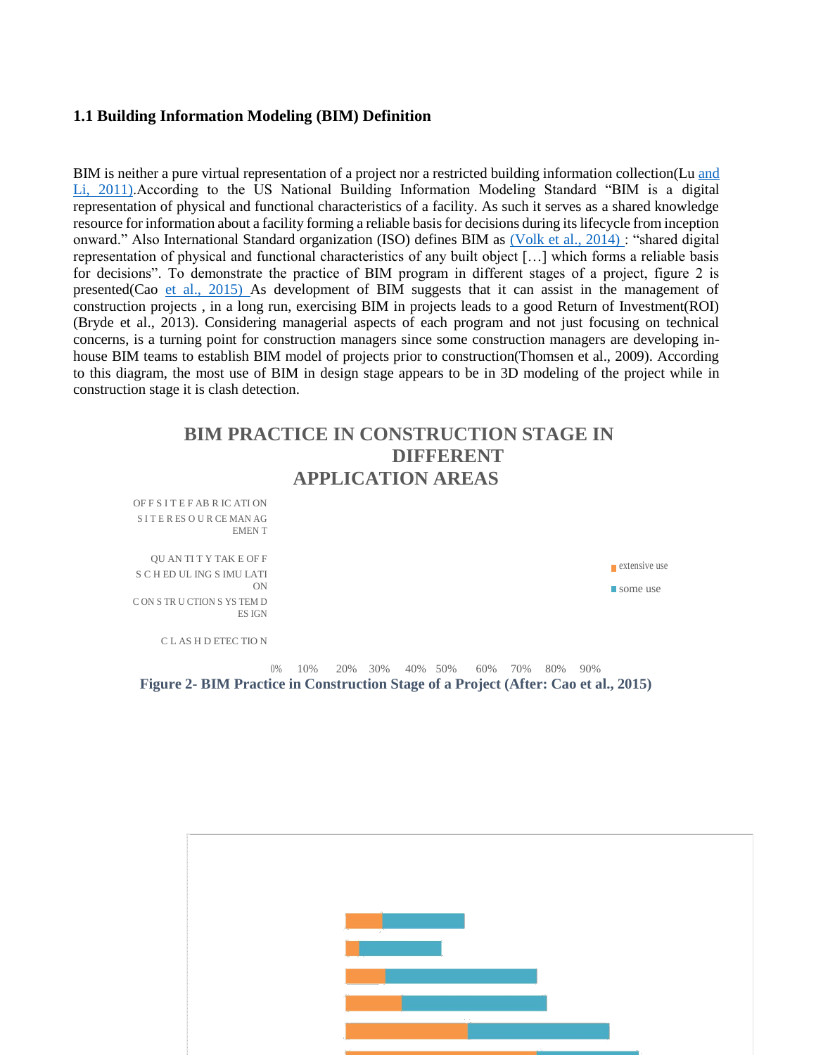### 1.1 Building Information Modeling (BIM) Definition

BIM is neither a pure virtual representation of a project nor a restricted building information collection(Lu and Li, 2011).According to the US National Building Information Modeling Standard "BIM is a digital representation of physical and functional characteristics of a facility. As such it serves as a shared knowledge resource for information about a facility forming a reliable basis for decisions during its lifecycle from inception onward." Also International Standard organization (ISO) defines BIM as (Volk et al., 2014) : "shared digital representation of physical and functional characteristics of any built object […] which forms a reliable basis for decisions". To demonstrate the practice of BIM program in different stages of a project, figure 2 is presented(Cao et al., 2015) As development of BIM suggests that it can assist in the management of construction projects , in a long run, exercising BIM in projects leads to a good Return of Investment(ROI) (Bryde et al., 2013). Considering managerial aspects of each program and not just focusing on technical concerns, is a turning point for construction managers since some construction managers are developing in-house BIM teams to establish BIM model of projects prior to construction(Thomsen et al., 2009). According to this diagram, the most use of BIM in design stage appears to be in 3D modeling of the project while in construction stage it is clash detection.

**BIM PRACTICE IN CONSTRUCTION STAGE IN DIFFERENT APPLICATION AREAS**

OFFSITE FABRICATION
SITE RESOURCE MANAGEMENT
QUANTITY TAKE OFF
SCHEDULING SIMULATION
CONSTRUCTION SYSTEM DESIGN
CLASH DETECTION

extensive use
some use

0% 10% 20% 30% 40% 50% 60% 70% 80% 90%

**Figure 2- BIM Practice in Construction Stage of a Project (After: Cao et al., 2015)**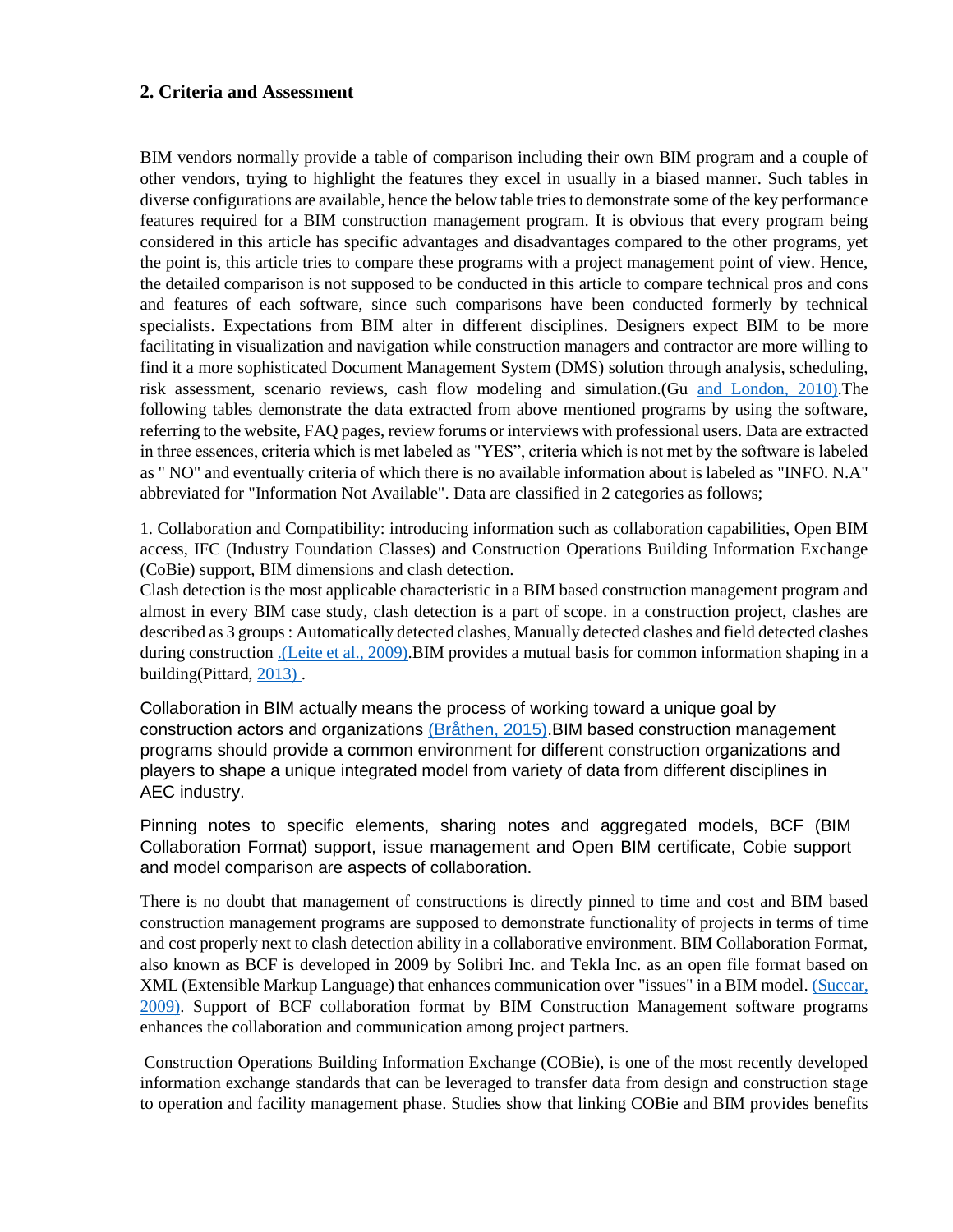## 2. Criteria and Assessment

BIM vendors normally provide a table of comparison including their own BIM program and a couple of other vendors, trying to highlight the features they excel in usually in a biased manner. Such tables in diverse configurations are available, hence the below table tries to demonstrate some of the key performance features required for a BIM construction management program. It is obvious that every program being considered in this article has specific advantages and disadvantages compared to the other programs, yet the point is, this article tries to compare these programs with a project management point of view. Hence, the detailed comparison is not supposed to be conducted in this article to compare technical pros and cons and features of each software, since such comparisons have been conducted formerly by technical specialists. Expectations from BIM alter in different disciplines. Designers expect BIM to be more facilitating in visualization and navigation while construction managers and contractor are more willing to find it a more sophisticated Document Management System (DMS) solution through analysis, scheduling, risk assessment, scenario reviews, cash flow modeling and simulation.(Gu and London, 2010).The following tables demonstrate the data extracted from above mentioned programs by using the software, referring to the website, FAQ pages, review forums or interviews with professional users. Data are extracted in three essences, criteria which is met labeled as "YES", criteria which is not met by the software is labeled as " NO" and eventually criteria of which there is no available information about is labeled as "INFO. N.A" abbreviated for "Information Not Available". Data are classified in 2 categories as follows;

1. Collaboration and Compatibility: introducing information such as collaboration capabilities, Open BIM access, IFC (Industry Foundation Classes) and Construction Operations Building Information Exchange (CoBie) support, BIM dimensions and clash detection.
Clash detection is the most applicable characteristic in a BIM based construction management program and almost in every BIM case study, clash detection is a part of scope. in a construction project, clashes are described as 3 groups : Automatically detected clashes, Manually detected clashes and field detected clashes during construction .(Leite et al., 2009).BIM provides a mutual basis for common information shaping in a building(Pittard, 2013) .

Collaboration in BIM actually means the process of working toward a unique goal by construction actors and organizations (Bråthen, 2015).BIM based construction management programs should provide a common environment for different construction organizations and players to shape a unique integrated model from variety of data from different disciplines in AEC industry.

Pinning notes to specific elements, sharing notes and aggregated models, BCF (BIM Collaboration Format) support, issue management and Open BIM certificate, Cobie support and model comparison are aspects of collaboration.

There is no doubt that management of constructions is directly pinned to time and cost and BIM based construction management programs are supposed to demonstrate functionality of projects in terms of time and cost properly next to clash detection ability in a collaborative environment. BIM Collaboration Format, also known as BCF is developed in 2009 by Solibri Inc. and Tekla Inc. as an open file format based on XML (Extensible Markup Language) that enhances communication over "issues" in a BIM model. (Succar, 2009). Support of BCF collaboration format by BIM Construction Management software programs enhances the collaboration and communication among project partners.

Construction Operations Building Information Exchange (COBie), is one of the most recently developed information exchange standards that can be leveraged to transfer data from design and construction stage to operation and facility management phase. Studies show that linking COBie and BIM provides benefits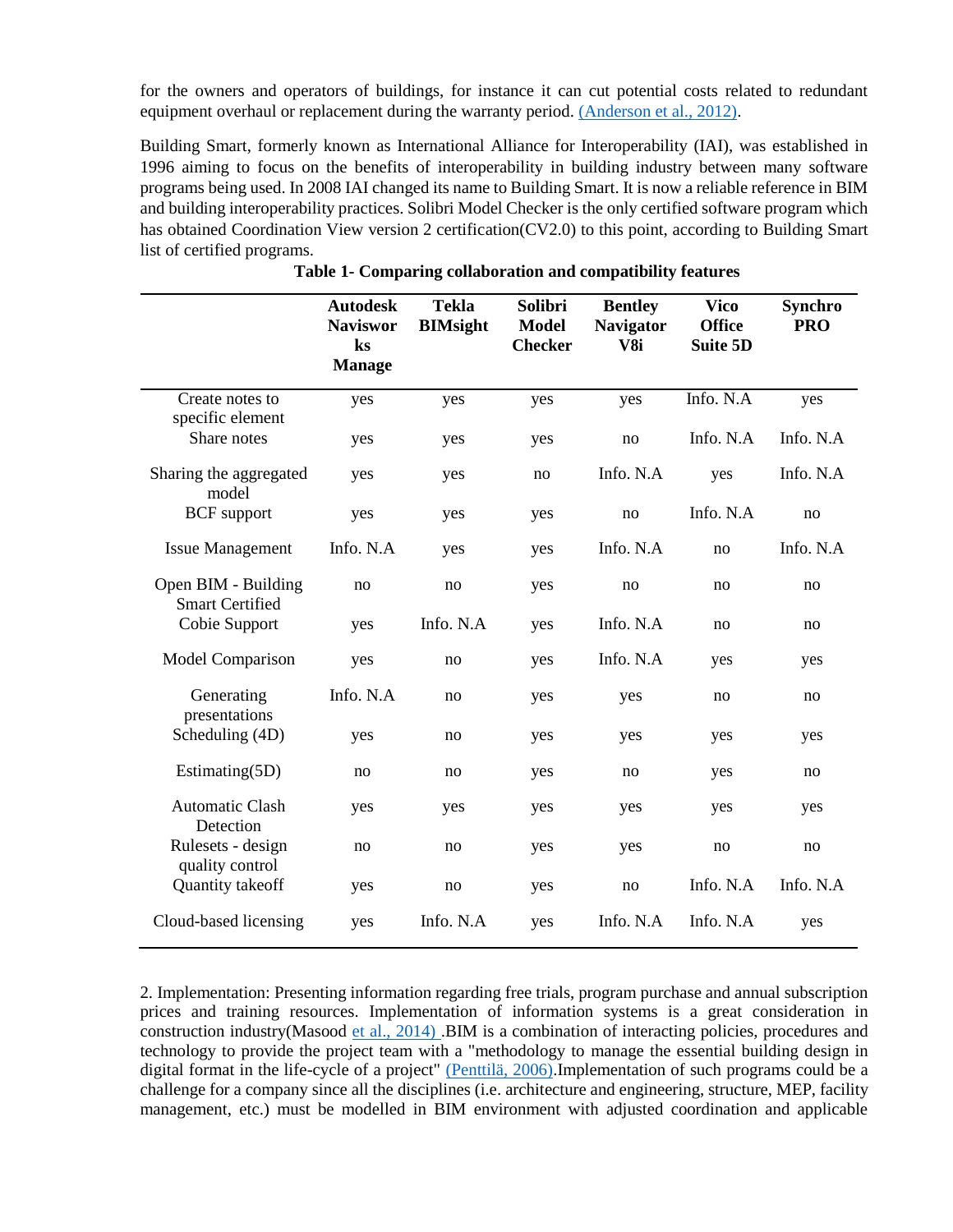for the owners and operators of buildings, for instance it can cut potential costs related to redundant equipment overhaul or replacement during the warranty period. (Anderson et al., 2012).

Building Smart, formerly known as International Alliance for Interoperability (IAI), was established in 1996 aiming to focus on the benefits of interoperability in building industry between many software programs being used. In 2008 IAI changed its name to Building Smart. It is now a reliable reference in BIM and building interoperability practices. Solibri Model Checker is the only certified software program which has obtained Coordination View version 2 certification(CV2.0) to this point, according to Building Smart list of certified programs.

**Table 1- Comparing collaboration and compatibility features**

| | Autodesk Navisworks Manage | Tekla BIMsight | Solibri Model Checker | Bentley Navigator V8i | Vico Office Suite 5D | Synchro PRO |
|---|---|---|---|---|---|---|
| Create notes to specific element | yes | yes | yes | yes | Info. N.A | yes |
| Share notes | yes | yes | yes | no | Info. N.A | Info. N.A |
| Sharing the aggregated model | yes | yes | no | Info. N.A | yes | Info. N.A |
| BCF support | yes | yes | yes | no | Info. N.A | no |
| Issue Management | Info. N.A | yes | yes | Info. N.A | no | Info. N.A |
| Open BIM - Building Smart Certified | no | no | yes | no | no | no |
| Cobie Support | yes | Info. N.A | yes | Info. N.A | no | no |
| Model Comparison | yes | no | yes | Info. N.A | yes | yes |
| Generating presentations | Info. N.A | no | yes | yes | no | no |
| Scheduling (4D) | yes | no | yes | yes | yes | yes |
| Estimating(5D) | no | no | yes | no | yes | no |
| Automatic Clash Detection | yes | yes | yes | yes | yes | yes |
| Rulesets - design quality control | no | no | yes | yes | no | no |
| Quantity takeoff | yes | no | yes | no | Info. N.A | Info. N.A |
| Cloud-based licensing | yes | Info. N.A | yes | Info. N.A | Info. N.A | yes |

2. Implementation: Presenting information regarding free trials, program purchase and annual subscription prices and training resources. Implementation of information systems is a great consideration in construction industry(Masood et al., 2014) .BIM is a combination of interacting policies, procedures and technology to provide the project team with a "methodology to manage the essential building design in digital format in the life-cycle of a project" (Penttilä, 2006).Implementation of such programs could be a challenge for a company since all the disciplines (i.e. architecture and engineering, structure, MEP, facility management, etc.) must be modelled in BIM environment with adjusted coordination and applicable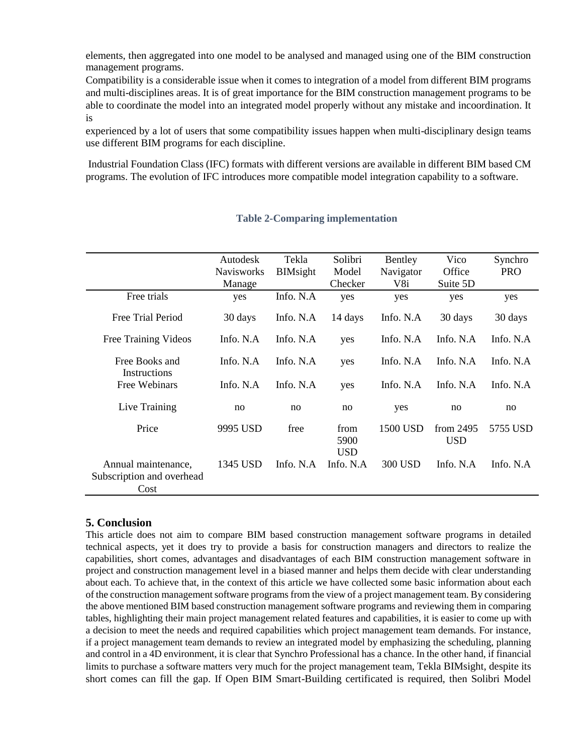elements, then aggregated into one model to be analysed and managed using one of the BIM construction management programs.

Compatibility is a considerable issue when it comes to integration of a model from different BIM programs and multi-disciplines areas. It is of great importance for the BIM construction management programs to be able to coordinate the model into an integrated model properly without any mistake and incoordination. It is

experienced by a lot of users that some compatibility issues happen when multi-disciplinary design teams use different BIM programs for each discipline.

Industrial Foundation Class (IFC) formats with different versions are available in different BIM based CM programs. The evolution of IFC introduces more compatible model integration capability to a software.

**Table 2-Comparing implementation**

| | Autodesk Navisworks Manage | Tekla BIMsight | Solibri Model Checker | Bentley Navigator V8i | Vico Office Suite 5D | Synchro PRO |
|---|---|---|---|---|---|---|
| Free trials | yes | Info. N.A | yes | yes | yes | yes |
| Free Trial Period | 30 days | Info. N.A | 14 days | Info. N.A | 30 days | 30 days |
| Free Training Videos | Info. N.A | Info. N.A | yes | Info. N.A | Info. N.A | Info. N.A |
| Free Books and Instructions | Info. N.A | Info. N.A | yes | Info. N.A | Info. N.A | Info. N.A |
| Free Webinars | Info. N.A | Info. N.A | yes | Info. N.A | Info. N.A | Info. N.A |
| Live Training | no | no | no | yes | no | no |
| Price | 9995 USD | free | from 5900 USD | 1500 USD | from 2495 USD | 5755 USD |
| Annual maintenance, Subscription and overhead Cost | 1345 USD | Info. N.A | Info. N.A | 300 USD | Info. N.A | Info. N.A |

## 5. Conclusion

This article does not aim to compare BIM based construction management software programs in detailed technical aspects, yet it does try to provide a basis for construction managers and directors to realize the capabilities, short comes, advantages and disadvantages of each BIM construction management software in project and construction management level in a biased manner and helps them decide with clear understanding about each. To achieve that, in the context of this article we have collected some basic information about each of the construction management software programs from the view of a project management team. By considering the above mentioned BIM based construction management software programs and reviewing them in comparing tables, highlighting their main project management related features and capabilities, it is easier to come up with a decision to meet the needs and required capabilities which project management team demands. For instance, if a project management team demands to review an integrated model by emphasizing the scheduling, planning and control in a 4D environment, it is clear that Synchro Professional has a chance. In the other hand, if financial limits to purchase a software matters very much for the project management team, Tekla BIMsight, despite its short comes can fill the gap. If Open BIM Smart-Building certificated is required, then Solibri Model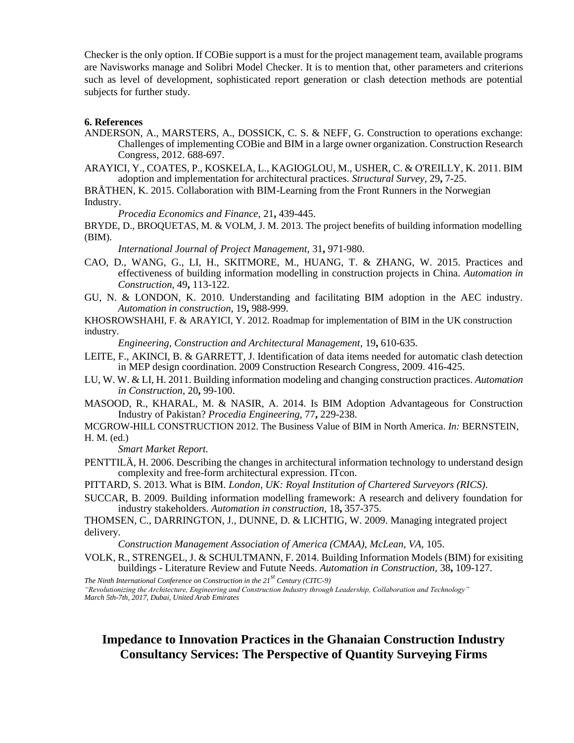Checker is the only option. If COBie support is a must for the project management team, available programs are Navisworks manage and Solibri Model Checker. It is to mention that, other parameters and criterions such as level of development, sophisticated report generation or clash detection methods are potential subjects for further study.

**6. References**

ANDERSON, A., MARSTERS, A., DOSSICK, C. S. & NEFF, G. Construction to operations exchange: Challenges of implementing COBie and BIM in a large owner organization. Construction Research Congress, 2012. 688-697.

ARAYICI, Y., COATES, P., KOSKELA, L., KAGIOGLOU, M., USHER, C. & O'REILLY, K. 2011. BIM adoption and implementation for architectural practices. *Structural Survey,* 29**,** 7-25.

BRÅTHEN, K. 2015. Collaboration with BIM-Learning from the Front Runners in the Norwegian Industry. *Procedia Economics and Finance,* 21**,** 439-445.

BRYDE, D., BROQUETAS, M. & VOLM, J. M. 2013. The project benefits of building information modelling (BIM). *International Journal of Project Management,* 31**,** 971-980.

CAO, D., WANG, G., LI, H., SKITMORE, M., HUANG, T. & ZHANG, W. 2015. Practices and effectiveness of building information modelling in construction projects in China. *Automation in Construction,* 49**,** 113-122.

GU, N. & LONDON, K. 2010. Understanding and facilitating BIM adoption in the AEC industry. *Automation in construction,* 19**,** 988-999.

KHOSROWSHAHI, F. & ARAYICI, Y. 2012. Roadmap for implementation of BIM in the UK construction industry. *Engineering, Construction and Architectural Management,* 19**,** 610-635.

LEITE, F., AKINCI, B. & GARRETT, J. Identification of data items needed for automatic clash detection in MEP design coordination. 2009 Construction Research Congress, 2009. 416-425.

LU, W. W. & LI, H. 2011. Building information modeling and changing construction practices. *Automation in Construction,* 20**,** 99-100.

MASOOD, R., KHARAL, M. & NASIR, A. 2014. Is BIM Adoption Advantageous for Construction Industry of Pakistan? *Procedia Engineering,* 77**,** 229-238.

MCGROW-HILL CONSTRUCTION 2012. The Business Value of BIM in North America. *In:* BERNSTEIN, H. M. (ed.) *Smart Market Report.*

PENTTILÄ, H. 2006. Describing the changes in architectural information technology to understand design complexity and free-form architectural expression. ITcon.

PITTARD, S. 2013. What is BIM. *London, UK: Royal Institution of Chartered Surveyors (RICS)*.

SUCCAR, B. 2009. Building information modelling framework: A research and delivery foundation for industry stakeholders. *Automation in construction,* 18**,** 357-375.

THOMSEN, C., DARRINGTON, J., DUNNE, D. & LICHTIG, W. 2009. Managing integrated project delivery. *Construction Management Association of America (CMAA), McLean, VA,* 105.

VOLK, R., STRENGEL, J. & SCHULTMANN, F. 2014. Building Information Models (BIM) for exisiting buildings - Literature Review and Futute Needs. *Automation in Construction,* 38**,** 109-127.

## Impedance to Innovation Practices in the Ghanaian Construction Industry Consultancy Services: The Perspective of Quantity Surveying Firms